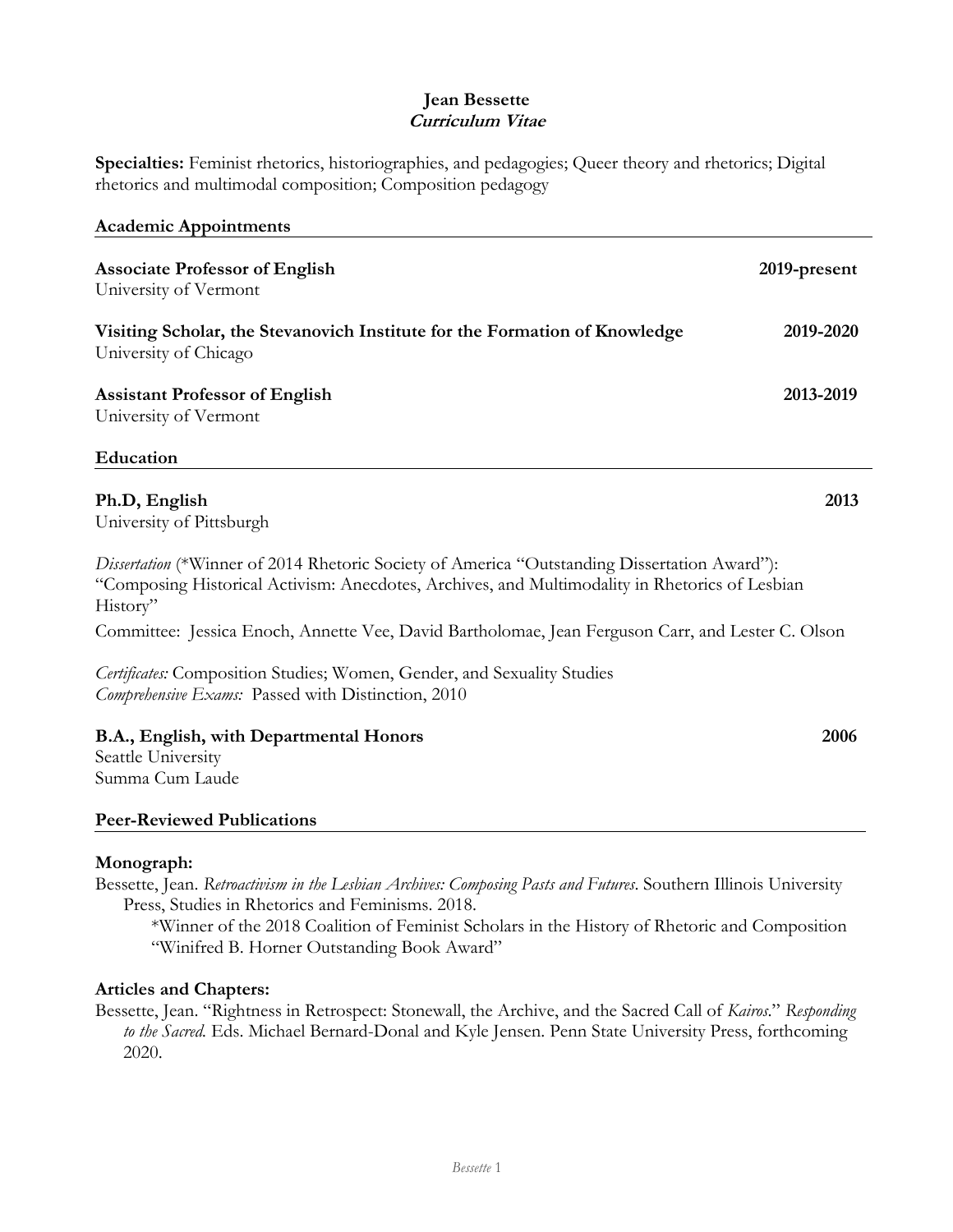# Jean Bessette
## ***Curriculum Vitae***

**Specialties:** Feminist rhetorics, historiographies, and pedagogies; Queer theory and rhetorics; Digital rhetorics and multimodal composition; Composition pedagogy

## Academic Appointments

**Associate Professor of English** — **2019-present**
University of Vermont

**Visiting Scholar, the Stevanovich Institute for the Formation of Knowledge** — **2019-2020**
University of Chicago

**Assistant Professor of English** — **2013-2019**
University of Vermont

## Education

### Ph.D, English — 2013
University of Pittsburgh

*Dissertation* (*Winner of 2014 Rhetoric Society of America "Outstanding Dissertation Award"): "Composing Historical Activism: Anecdotes, Archives, and Multimodality in Rhetorics of Lesbian History"

Committee: Jessica Enoch, Annette Vee, David Bartholomae, Jean Ferguson Carr, and Lester C. Olson

*Certificates:* Composition Studies; Women, Gender, and Sexuality Studies
*Comprehensive Exams:* Passed with Distinction, 2010

### B.A., English, with Departmental Honors — 2006
Seattle University
Summa Cum Laude

## Peer-Reviewed Publications

### Monograph:

Bessette, Jean. *Retroactivism in the Lesbian Archives: Composing Pasts and Futures*. Southern Illinois University Press, Studies in Rhetorics and Feminisms. 2018.
*Winner of the 2018 Coalition of Feminist Scholars in the History of Rhetoric and Composition "Winifred B. Horner Outstanding Book Award"

### Articles and Chapters:

Bessette, Jean. "Rightness in Retrospect: Stonewall, the Archive, and the Sacred Call of *Kairos*." *Responding to the Sacred.* Eds. Michael Bernard-Donal and Kyle Jensen. Penn State University Press, forthcoming 2020.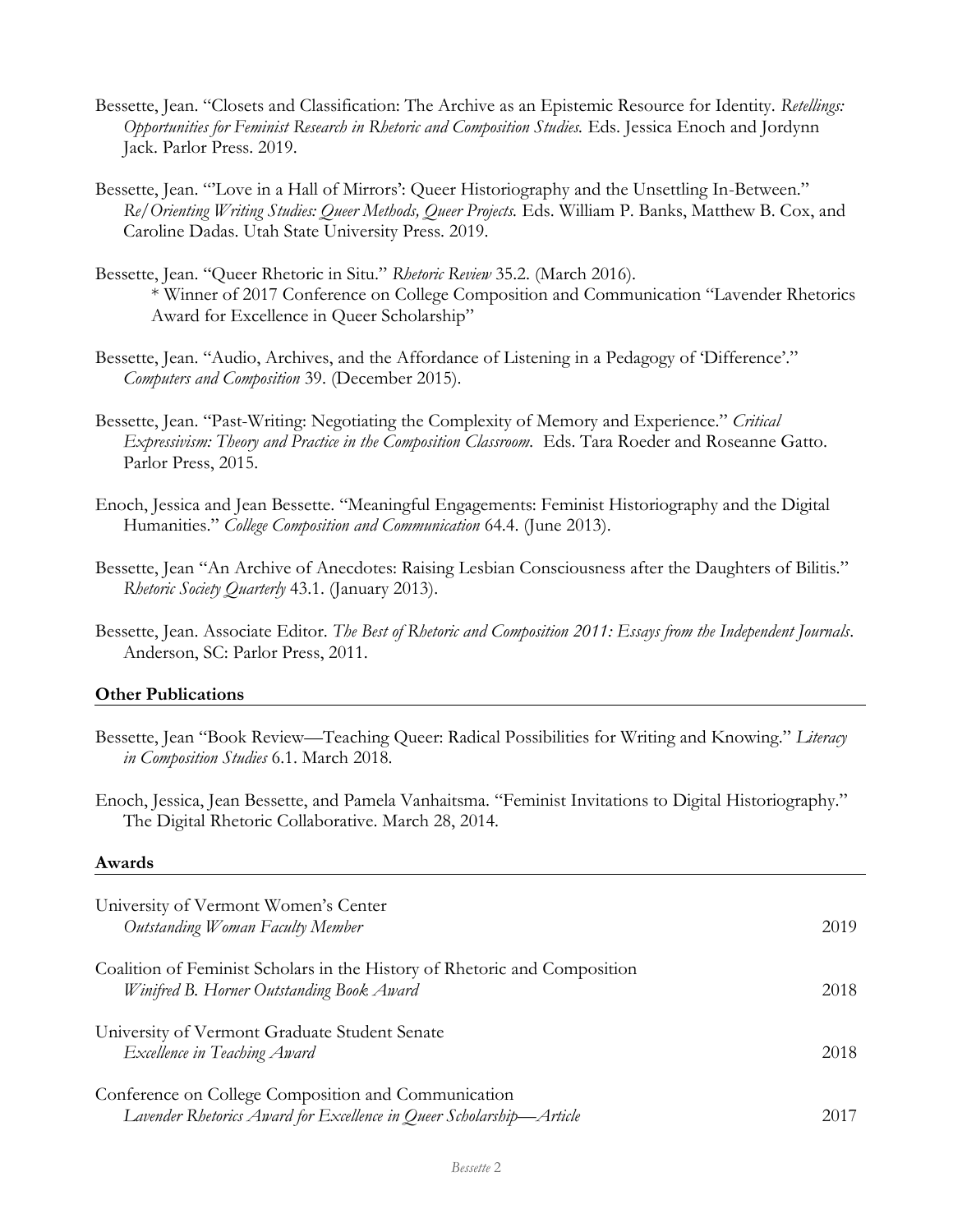Bessette, Jean. "Closets and Classification: The Archive as an Epistemic Resource for Identity. *Retellings: Opportunities for Feminist Research in Rhetoric and Composition Studies.* Eds. Jessica Enoch and Jordynn Jack. Parlor Press. 2019.

Bessette, Jean. "'Love in a Hall of Mirrors': Queer Historiography and the Unsettling In-Between." *Re/Orienting Writing Studies: Queer Methods, Queer Projects.* Eds. William P. Banks, Matthew B. Cox, and Caroline Dadas. Utah State University Press. 2019.

Bessette, Jean. "Queer Rhetoric in Situ." *Rhetoric Review* 35.2. (March 2016).
* Winner of 2017 Conference on College Composition and Communication "Lavender Rhetorics Award for Excellence in Queer Scholarship"

Bessette, Jean. "Audio, Archives, and the Affordance of Listening in a Pedagogy of 'Difference'." *Computers and Composition* 39. (December 2015).

Bessette, Jean. "Past-Writing: Negotiating the Complexity of Memory and Experience." *Critical Expressivism: Theory and Practice in the Composition Classroom.* Eds. Tara Roeder and Roseanne Gatto. Parlor Press, 2015.

Enoch, Jessica and Jean Bessette. "Meaningful Engagements: Feminist Historiography and the Digital Humanities." *College Composition and Communication* 64.4. (June 2013).

Bessette, Jean "An Archive of Anecdotes: Raising Lesbian Consciousness after the Daughters of Bilitis." *Rhetoric Society Quarterly* 43.1. (January 2013).

Bessette, Jean. Associate Editor. *The Best of Rhetoric and Composition 2011: Essays from the Independent Journals*. Anderson, SC: Parlor Press, 2011.

## Other Publications

Bessette, Jean "Book Review—Teaching Queer: Radical Possibilities for Writing and Knowing." *Literacy in Composition Studies* 6.1. March 2018.

Enoch, Jessica, Jean Bessette, and Pamela Vanhaitsma. "Feminist Invitations to Digital Historiography." The Digital Rhetoric Collaborative. March 28, 2014.

## Awards

University of Vermont Women's Center
*Outstanding Woman Faculty Member* — 2019

Coalition of Feminist Scholars in the History of Rhetoric and Composition
*Winifred B. Horner Outstanding Book Award* — 2018

University of Vermont Graduate Student Senate
*Excellence in Teaching Award* — 2018

Conference on College Composition and Communication
*Lavender Rhetorics Award for Excellence in Queer Scholarship—Article* — 2017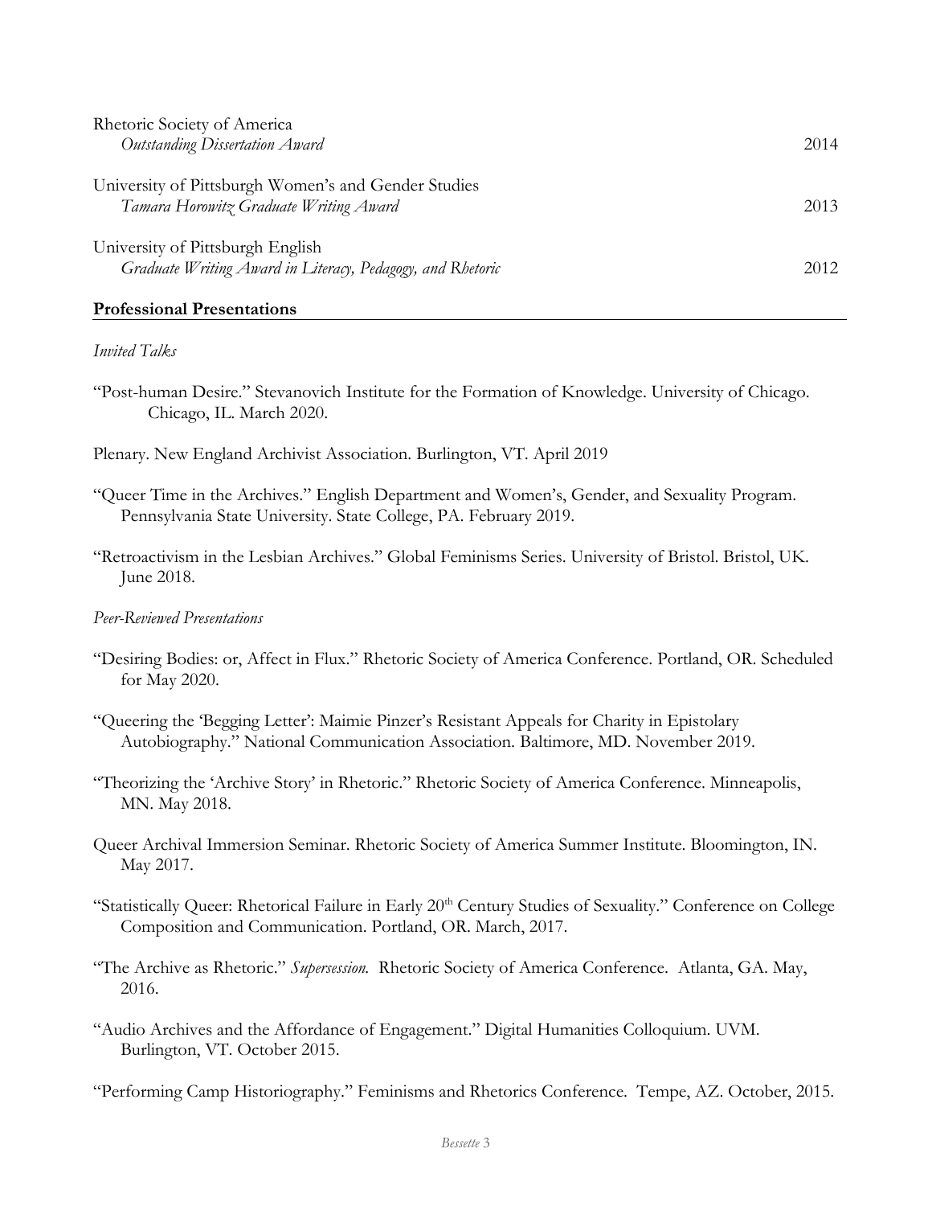Rhetoric Society of America
*Outstanding Dissertation Award* 2014

University of Pittsburgh Women's and Gender Studies
*Tamara Horowitz Graduate Writing Award* 2013

University of Pittsburgh English
*Graduate Writing Award in Literacy, Pedagogy, and Rhetoric* 2012

## Professional Presentations

*Invited Talks*

"Post-human Desire." Stevanovich Institute for the Formation of Knowledge. University of Chicago. Chicago, IL. March 2020.

Plenary. New England Archivist Association. Burlington, VT. April 2019

"Queer Time in the Archives." English Department and Women's, Gender, and Sexuality Program. Pennsylvania State University. State College, PA. February 2019.

"Retroactivism in the Lesbian Archives." Global Feminisms Series. University of Bristol. Bristol, UK. June 2018.

*Peer-Reviewed Presentations*

"Desiring Bodies: or, Affect in Flux." Rhetoric Society of America Conference. Portland, OR. Scheduled for May 2020.

"Queering the 'Begging Letter': Maimie Pinzer's Resistant Appeals for Charity in Epistolary Autobiography." National Communication Association. Baltimore, MD. November 2019.

"Theorizing the 'Archive Story' in Rhetoric." Rhetoric Society of America Conference. Minneapolis, MN. May 2018.

Queer Archival Immersion Seminar. Rhetoric Society of America Summer Institute. Bloomington, IN. May 2017.

"Statistically Queer: Rhetorical Failure in Early 20th Century Studies of Sexuality." Conference on College Composition and Communication. Portland, OR. March, 2017.

"The Archive as Rhetoric." *Supersession.* Rhetoric Society of America Conference. Atlanta, GA. May, 2016.

"Audio Archives and the Affordance of Engagement." Digital Humanities Colloquium. UVM. Burlington, VT. October 2015.

"Performing Camp Historiography." Feminisms and Rhetorics Conference. Tempe, AZ. October, 2015.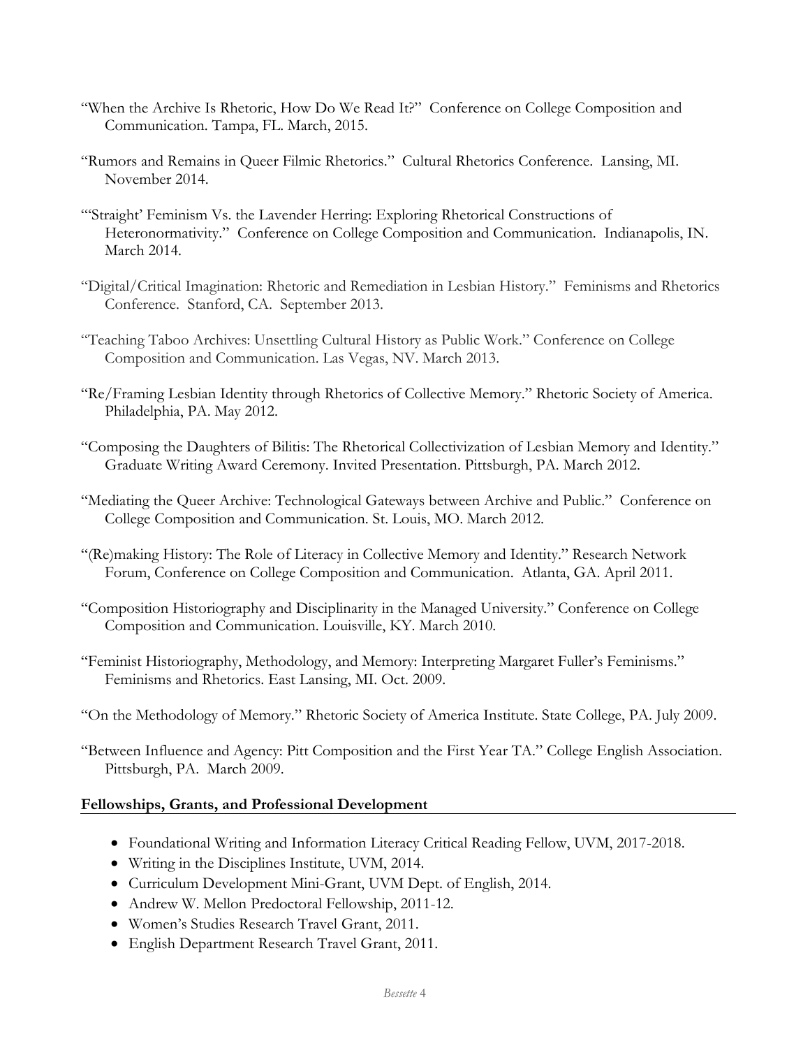"When the Archive Is Rhetoric, How Do We Read It?" Conference on College Composition and Communication. Tampa, FL. March, 2015.

"Rumors and Remains in Queer Filmic Rhetorics." Cultural Rhetorics Conference. Lansing, MI. November 2014.

"'Straight' Feminism Vs. the Lavender Herring: Exploring Rhetorical Constructions of Heteronormativity." Conference on College Composition and Communication. Indianapolis, IN. March 2014.

"Digital/Critical Imagination: Rhetoric and Remediation in Lesbian History." Feminisms and Rhetorics Conference. Stanford, CA. September 2013.

"Teaching Taboo Archives: Unsettling Cultural History as Public Work." Conference on College Composition and Communication. Las Vegas, NV. March 2013.

"Re/Framing Lesbian Identity through Rhetorics of Collective Memory." Rhetoric Society of America. Philadelphia, PA. May 2012.

"Composing the Daughters of Bilitis: The Rhetorical Collectivization of Lesbian Memory and Identity." Graduate Writing Award Ceremony. Invited Presentation. Pittsburgh, PA. March 2012.

"Mediating the Queer Archive: Technological Gateways between Archive and Public." Conference on College Composition and Communication. St. Louis, MO. March 2012.

"(Re)making History: The Role of Literacy in Collective Memory and Identity." Research Network Forum, Conference on College Composition and Communication. Atlanta, GA. April 2011.

"Composition Historiography and Disciplinarity in the Managed University." Conference on College Composition and Communication. Louisville, KY. March 2010.

"Feminist Historiography, Methodology, and Memory: Interpreting Margaret Fuller's Feminisms." Feminisms and Rhetorics. East Lansing, MI. Oct. 2009.

"On the Methodology of Memory." Rhetoric Society of America Institute. State College, PA. July 2009.

"Between Influence and Agency: Pitt Composition and the First Year TA." College English Association. Pittsburgh, PA. March 2009.

## Fellowships, Grants, and Professional Development

- Foundational Writing and Information Literacy Critical Reading Fellow, UVM, 2017-2018.
- Writing in the Disciplines Institute, UVM, 2014.
- Curriculum Development Mini-Grant, UVM Dept. of English, 2014.
- Andrew W. Mellon Predoctoral Fellowship, 2011-12.
- Women's Studies Research Travel Grant, 2011.
- English Department Research Travel Grant, 2011.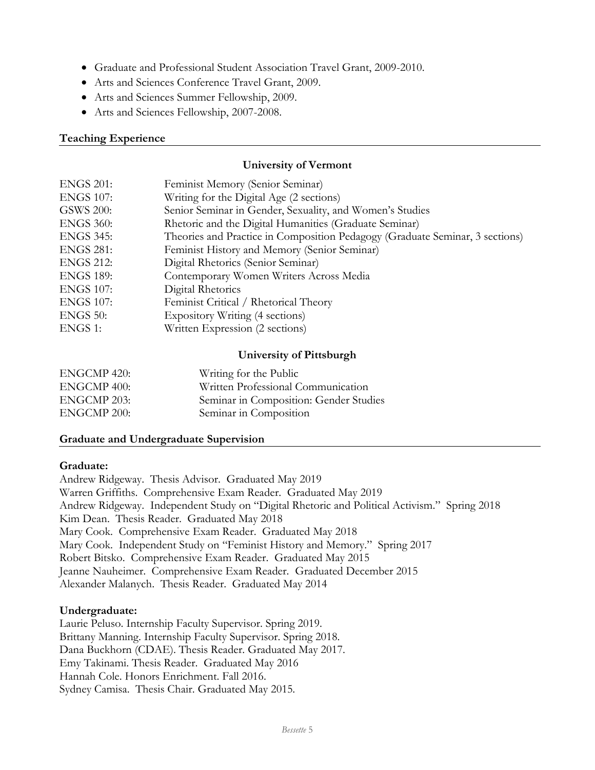- Graduate and Professional Student Association Travel Grant, 2009-2010.
- Arts and Sciences Conference Travel Grant, 2009.
- Arts and Sciences Summer Fellowship, 2009.
- Arts and Sciences Fellowship, 2007-2008.

## Teaching Experience

### University of Vermont

| | |
|---|---|
| ENGS 201: | Feminist Memory (Senior Seminar) |
| ENGS 107: | Writing for the Digital Age (2 sections) |
| GSWS 200: | Senior Seminar in Gender, Sexuality, and Women's Studies |
| ENGS 360: | Rhetoric and the Digital Humanities (Graduate Seminar) |
| ENGS 345: | Theories and Practice in Composition Pedagogy (Graduate Seminar, 3 sections) |
| ENGS 281: | Feminist History and Memory (Senior Seminar) |
| ENGS 212: | Digital Rhetorics (Senior Seminar) |
| ENGS 189: | Contemporary Women Writers Across Media |
| ENGS 107: | Digital Rhetorics |
| ENGS 107: | Feminist Critical / Rhetorical Theory |
| ENGS 50: | Expository Writing (4 sections) |
| ENGS 1: | Written Expression (2 sections) |

### University of Pittsburgh

| | |
|---|---|
| ENGCMP 420: | Writing for the Public |
| ENGCMP 400: | Written Professional Communication |
| ENGCMP 203: | Seminar in Composition: Gender Studies |
| ENGCMP 200: | Seminar in Composition |

## Graduate and Undergraduate Supervision

**Graduate:**

Andrew Ridgeway. Thesis Advisor. Graduated May 2019
Warren Griffiths. Comprehensive Exam Reader. Graduated May 2019
Andrew Ridgeway. Independent Study on "Digital Rhetoric and Political Activism." Spring 2018
Kim Dean. Thesis Reader. Graduated May 2018
Mary Cook. Comprehensive Exam Reader. Graduated May 2018
Mary Cook. Independent Study on "Feminist History and Memory." Spring 2017
Robert Bitsko. Comprehensive Exam Reader. Graduated May 2015
Jeanne Nauheimer. Comprehensive Exam Reader. Graduated December 2015
Alexander Malanych. Thesis Reader. Graduated May 2014

**Undergraduate:**

Laurie Peluso. Internship Faculty Supervisor. Spring 2019.
Brittany Manning. Internship Faculty Supervisor. Spring 2018.
Dana Buckhorn (CDAE). Thesis Reader. Graduated May 2017.
Emy Takinami. Thesis Reader. Graduated May 2016
Hannah Cole. Honors Enrichment. Fall 2016.
Sydney Camisa. Thesis Chair. Graduated May 2015.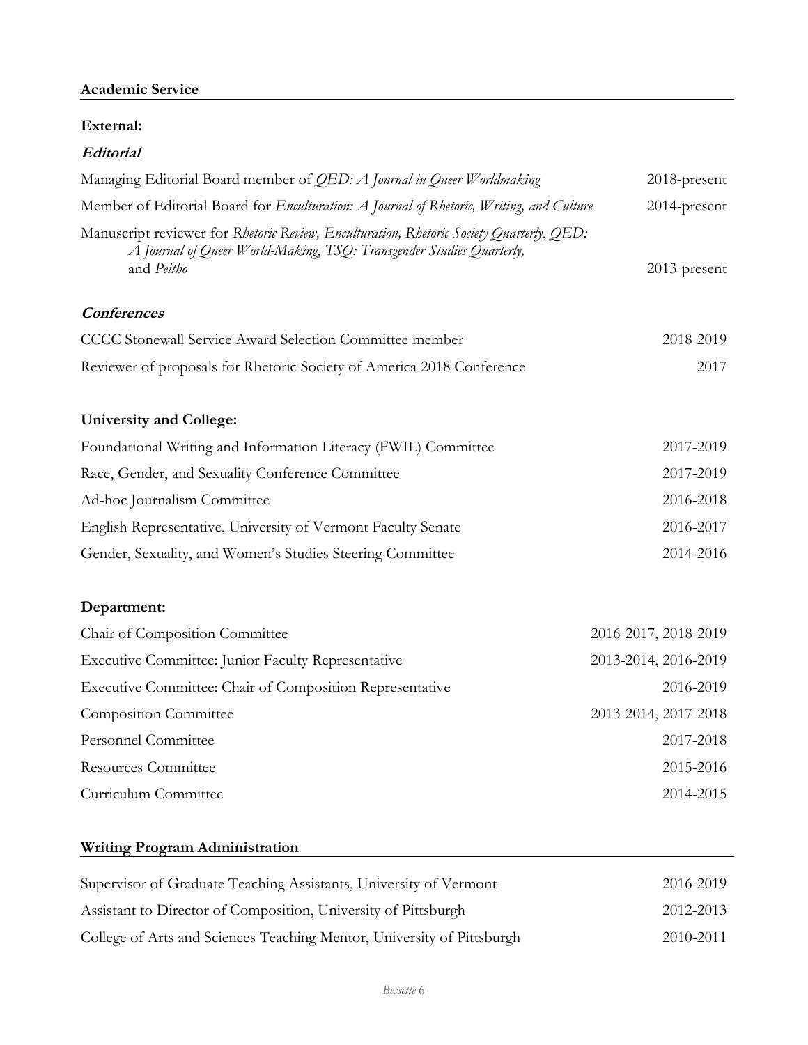## Academic Service

**External:**

***Editorial***

| | |
|---|---|
| Managing Editorial Board member of *QED: A Journal in Queer Worldmaking* | 2018-present |
| Member of Editorial Board for *Enculturation: A Journal of Rhetoric, Writing, and Culture* | 2014-present |
| Manuscript reviewer for *Rhetoric Review, Enculturation, Rhetoric Society Quarterly*, *QED: A Journal of Queer World-Making*, *TSQ: Transgender Studies Quarterly*, and *Peitho* | 2013-present |

***Conferences***

| | |
|---|---|
| CCCC Stonewall Service Award Selection Committee member | 2018-2019 |
| Reviewer of proposals for Rhetoric Society of America 2018 Conference | 2017 |

**University and College:**

| | |
|---|---|
| Foundational Writing and Information Literacy (FWIL) Committee | 2017-2019 |
| Race, Gender, and Sexuality Conference Committee | 2017-2019 |
| Ad-hoc Journalism Committee | 2016-2018 |
| English Representative, University of Vermont Faculty Senate | 2016-2017 |
| Gender, Sexuality, and Women's Studies Steering Committee | 2014-2016 |

**Department:**

| | |
|---|---|
| Chair of Composition Committee | 2016-2017, 2018-2019 |
| Executive Committee: Junior Faculty Representative | 2013-2014, 2016-2019 |
| Executive Committee: Chair of Composition Representative | 2016-2019 |
| Composition Committee | 2013-2014, 2017-2018 |
| Personnel Committee | 2017-2018 |
| Resources Committee | 2015-2016 |
| Curriculum Committee | 2014-2015 |

## Writing Program Administration

| | |
|---|---|
| Supervisor of Graduate Teaching Assistants, University of Vermont | 2016-2019 |
| Assistant to Director of Composition, University of Pittsburgh | 2012-2013 |
| College of Arts and Sciences Teaching Mentor, University of Pittsburgh | 2010-2011 |